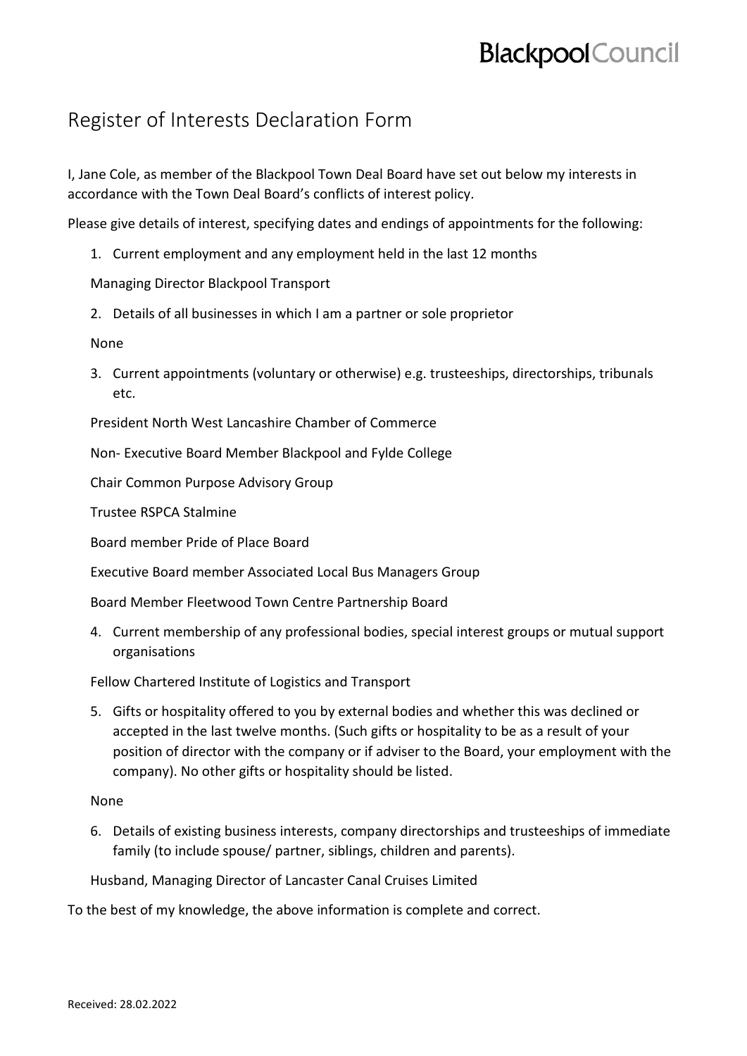# Register of Interests Declaration Form

I, Jane Cole, as member of the Blackpool Town Deal Board have set out below my interests in accordance with the Town Deal Board's conflicts of interest policy.

Please give details of interest, specifying dates and endings of appointments for the following:

1. Current employment and any employment held in the last 12 months

   Managing Director Blackpool Transport

2. Details of all businesses in which I am a partner or sole proprietor

   None

3. Current appointments (voluntary or otherwise) e.g. trusteeships, directorships, tribunals etc.

   President North West Lancashire Chamber of Commerce

   Non- Executive Board Member Blackpool and Fylde College

   Chair Common Purpose Advisory Group

   Trustee RSPCA Stalmine

   Board member Pride of Place Board

   Executive Board member Associated Local Bus Managers Group

   Board Member Fleetwood Town Centre Partnership Board

4. Current membership of any professional bodies, special interest groups or mutual support organisations

   Fellow Chartered Institute of Logistics and Transport

5. Gifts or hospitality offered to you by external bodies and whether this was declined or accepted in the last twelve months. (Such gifts or hospitality to be as a result of your position of director with the company or if adviser to the Board, your employment with the company). No other gifts or hospitality should be listed.

   None

6. Details of existing business interests, company directorships and trusteeships of immediate family (to include spouse/ partner, siblings, children and parents).

   Husband, Managing Director of Lancaster Canal Cruises Limited

To the best of my knowledge, the above information is complete and correct.

Received: 28.02.2022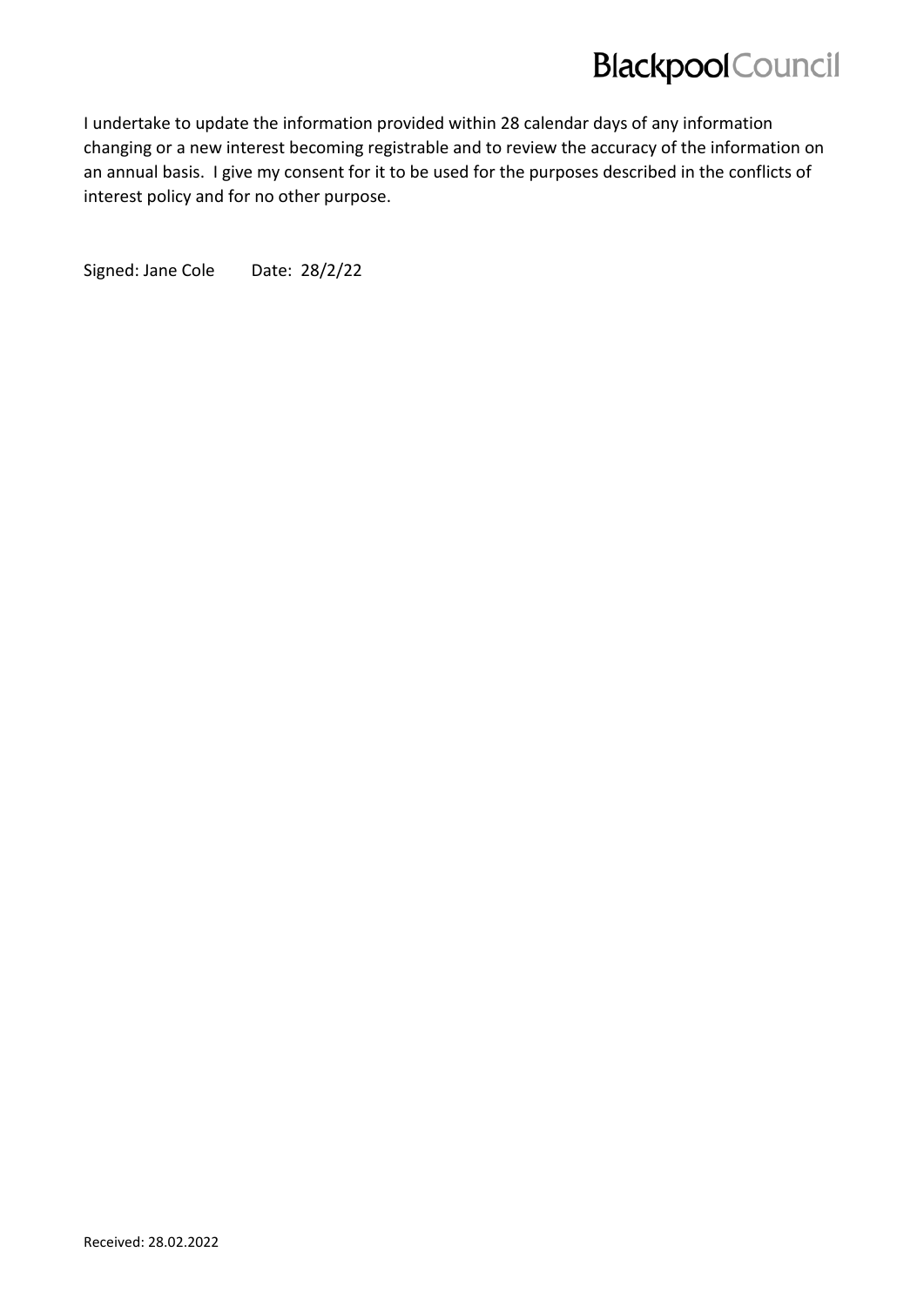I undertake to update the information provided within 28 calendar days of any information changing or a new interest becoming registrable and to review the accuracy of the information on an annual basis. I give my consent for it to be used for the purposes described in the conflicts of interest policy and for no other purpose.

Signed: Jane Cole  Date: 28/2/22

Received: 28.02.2022